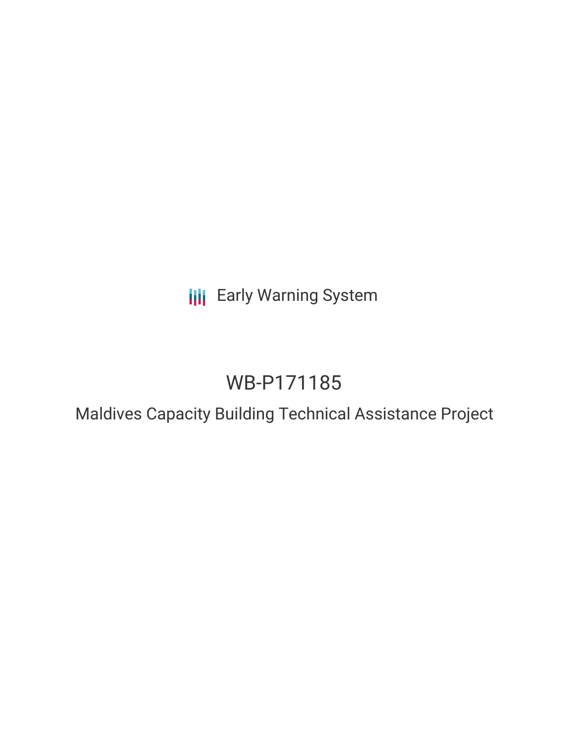Early Warning System

# WB-P171185

## Maldives Capacity Building Technical Assistance Project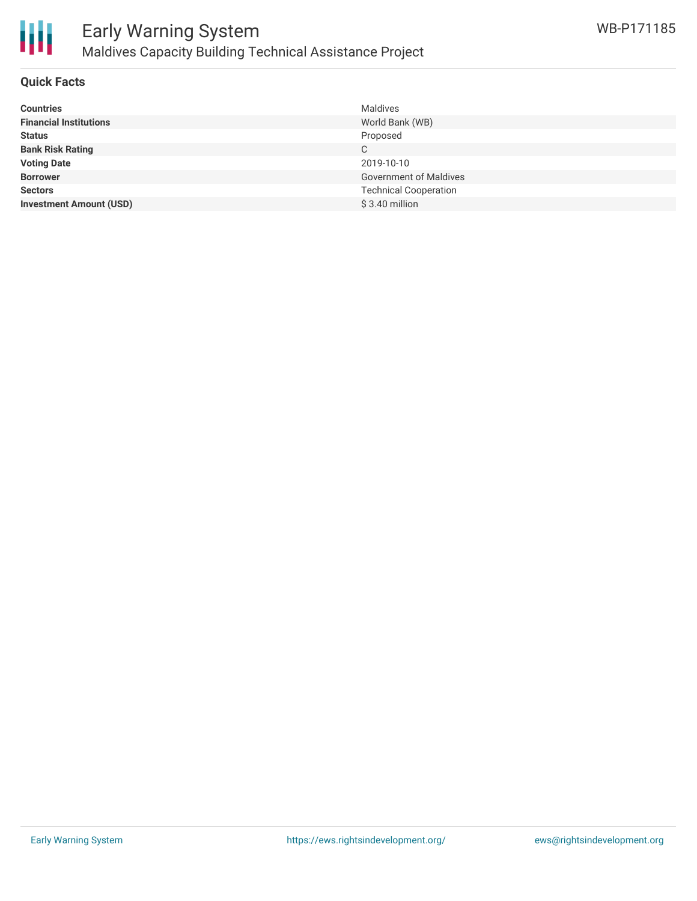## Quick Facts

| | |
|---|---|
| **Countries** | Maldives |
| **Financial Institutions** | World Bank (WB) |
| **Status** | Proposed |
| **Bank Risk Rating** | C |
| **Voting Date** | 2019-10-10 |
| **Borrower** | Government of Maldives |
| **Sectors** | Technical Cooperation |
| **Investment Amount (USD)** | $ 3.40 million |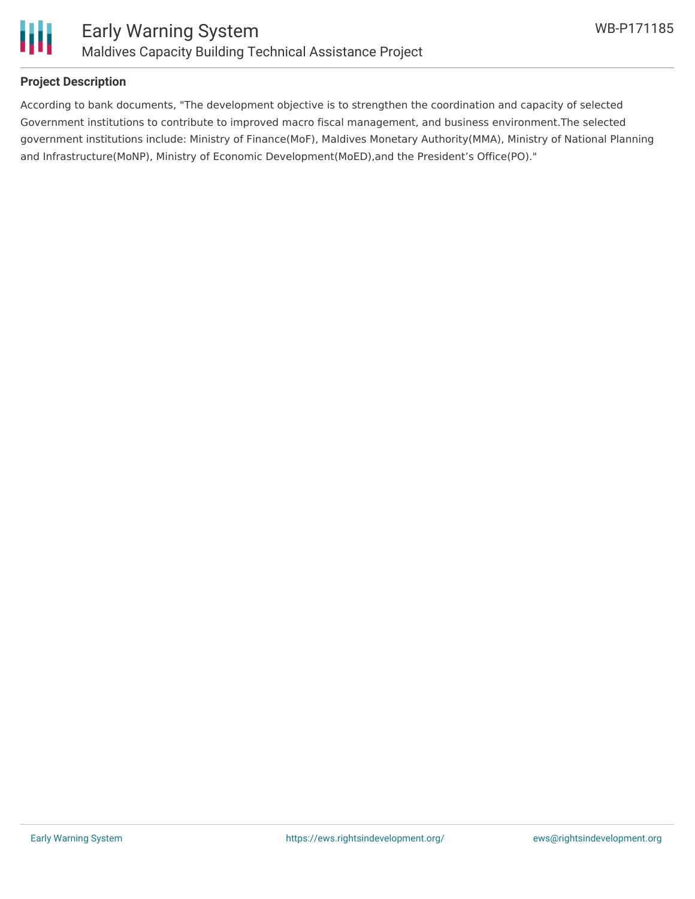## Project Description

According to bank documents, "The development objective is to strengthen the coordination and capacity of selected Government institutions to contribute to improved macro fiscal management, and business environment.The selected government institutions include: Ministry of Finance(MoF), Maldives Monetary Authority(MMA), Ministry of National Planning and Infrastructure(MoNP), Ministry of Economic Development(MoED),and the President's Office(PO)."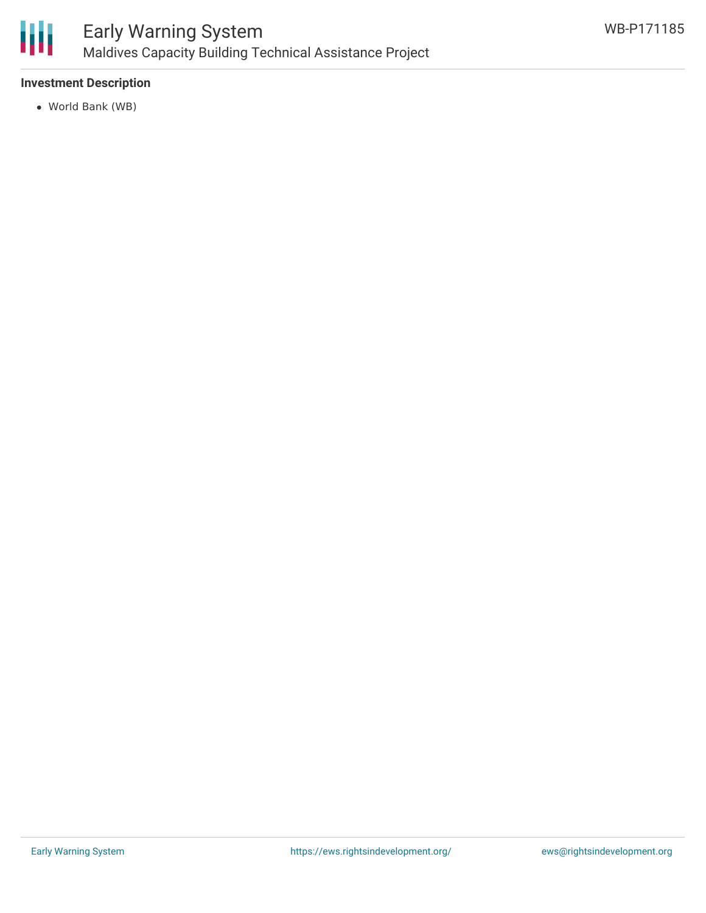**Investment Description**

- World Bank (WB)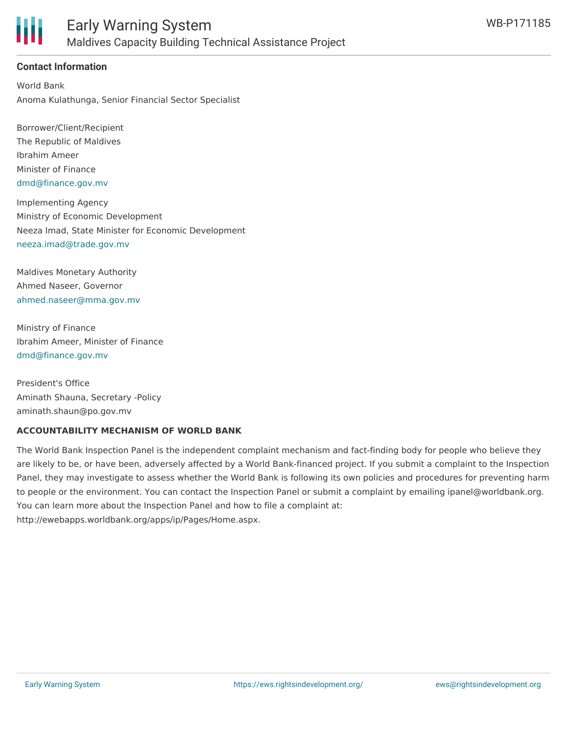### Contact Information

World Bank
Anoma Kulathunga, Senior Financial Sector Specialist

Borrower/Client/Recipient
The Republic of Maldives
Ibrahim Ameer
Minister of Finance
dmd@finance.gov.mv

Implementing Agency
Ministry of Economic Development
Neeza Imad, State Minister for Economic Development
neeza.imad@trade.gov.mv

Maldives Monetary Authority
Ahmed Naseer, Governor
ahmed.naseer@mma.gov.mv

Ministry of Finance
Ibrahim Ameer, Minister of Finance
dmd@finance.gov.mv

President's Office
Aminath Shauna, Secretary -Policy
aminath.shaun@po.gov.mv

**ACCOUNTABILITY MECHANISM OF WORLD BANK**

The World Bank Inspection Panel is the independent complaint mechanism and fact-finding body for people who believe they are likely to be, or have been, adversely affected by a World Bank-financed project. If you submit a complaint to the Inspection Panel, they may investigate to assess whether the World Bank is following its own policies and procedures for preventing harm to people or the environment. You can contact the Inspection Panel or submit a complaint by emailing ipanel@worldbank.org. You can learn more about the Inspection Panel and how to file a complaint at: http://ewebapps.worldbank.org/apps/ip/Pages/Home.aspx.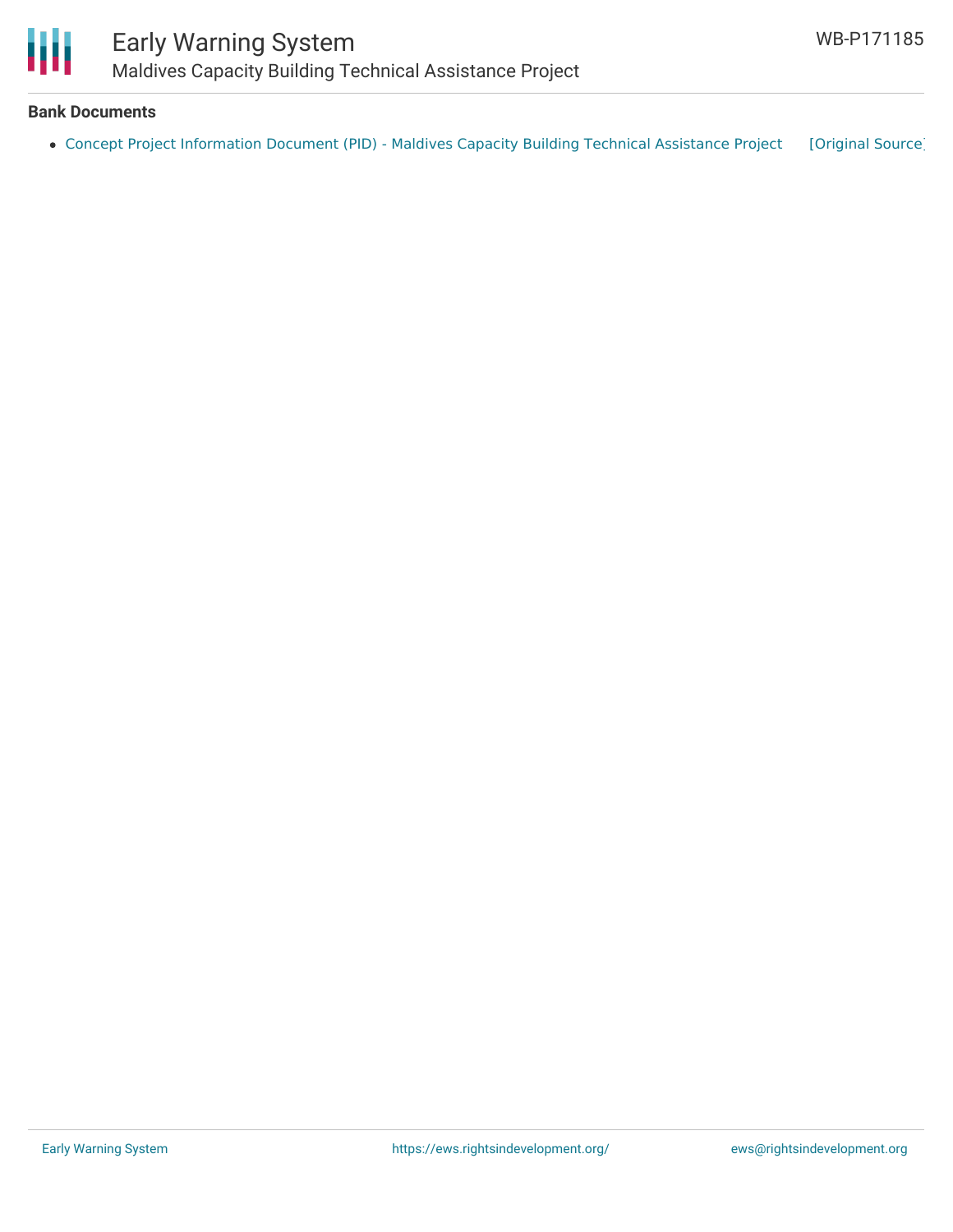### Bank Documents

- Concept Project Information Document (PID) - Maldives Capacity Building Technical Assistance Project [Original Source]